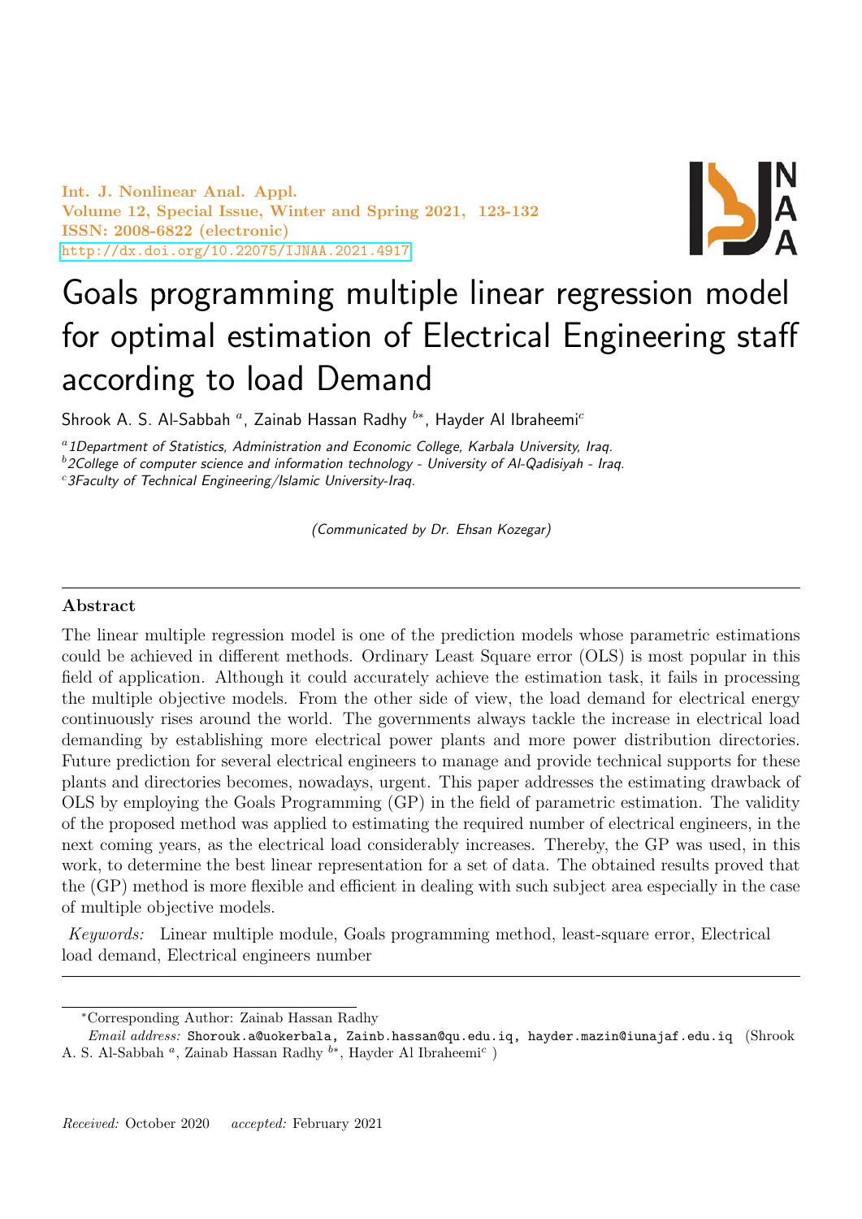# Goals programming multiple linear regression model for optimal estimation of Electrical Engineering staff according to load Demand

Shrook A. S. Al-Sabbah [a], Zainab Hassan Radhy [b*], Hayder Al Ibraheemi[c]

[a] 1Department of Statistics, Administration and Economic College, Karbala University, Iraq.

[b] 2College of computer science and information technology - University of Al-Qadisiyah - Iraq.

[c] 3Faculty of Technical Engineering/Islamic University-Iraq.

*(Communicated by Dr. Ehsan Kozegar)*

---

## Abstract

The linear multiple regression model is one of the prediction models whose parametric estimations could be achieved in different methods. Ordinary Least Square error (OLS) is most popular in this field of application. Although it could accurately achieve the estimation task, it fails in processing the multiple objective models. From the other side of view, the load demand for electrical energy continuously rises around the world. The governments always tackle the increase in electrical load demanding by establishing more electrical power plants and more power distribution directories. Future prediction for several electrical engineers to manage and provide technical supports for these plants and directories becomes, nowadays, urgent. This paper addresses the estimating drawback of OLS by employing the Goals Programming (GP) in the field of parametric estimation. The validity of the proposed method was applied to estimating the required number of electrical engineers, in the next coming years, as the electrical load considerably increases. Thereby, the GP was used, in this work, to determine the best linear representation for a set of data. The obtained results proved that the (GP) method is more flexible and efficient in dealing with such subject area especially in the case of multiple objective models.

*Keywords:* Linear multiple module, Goals programming method, least-square error, Electrical load demand, Electrical engineers number

---

*Corresponding Author: Zainab Hassan Radhy

*Email address:* Shorouk.a@uokerbala, Zainb.hassan@qu.edu.iq, hayder.mazin@iunajaf.edu.iq (Shrook A. S. Al-Sabbah [a], Zainab Hassan Radhy [b*], Hayder Al Ibraheemi[c])

*Received:* October 2020 *accepted:* February 2021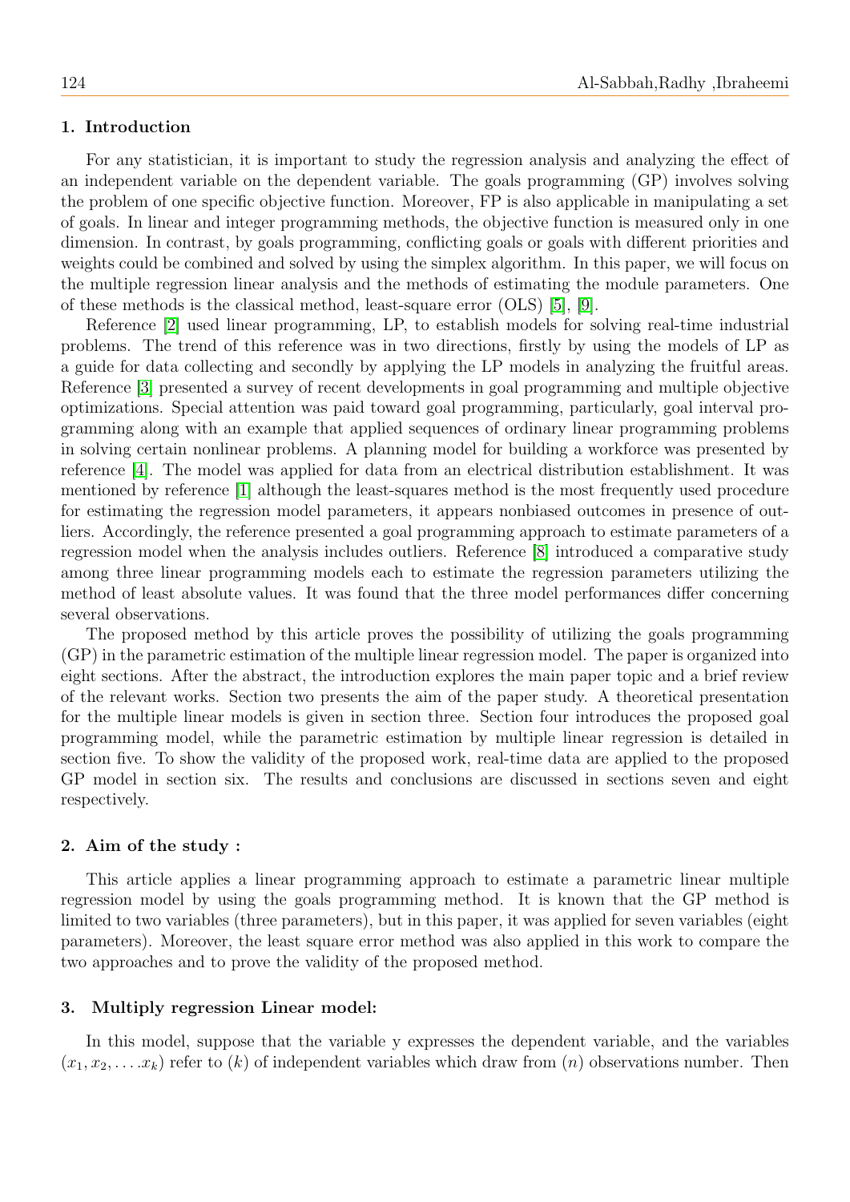## 1. Introduction

For any statistician, it is important to study the regression analysis and analyzing the effect of an independent variable on the dependent variable. The goals programming (GP) involves solving the problem of one specific objective function. Moreover, FP is also applicable in manipulating a set of goals. In linear and integer programming methods, the objective function is measured only in one dimension. In contrast, by goals programming, conflicting goals or goals with different priorities and weights could be combined and solved by using the simplex algorithm. In this paper, we will focus on the multiple regression linear analysis and the methods of estimating the module parameters. One of these methods is the classical method, least-square error (OLS) [5], [9].

Reference [2] used linear programming, LP, to establish models for solving real-time industrial problems. The trend of this reference was in two directions, firstly by using the models of LP as a guide for data collecting and secondly by applying the LP models in analyzing the fruitful areas. Reference [3] presented a survey of recent developments in goal programming and multiple objective optimizations. Special attention was paid toward goal programming, particularly, goal interval programming along with an example that applied sequences of ordinary linear programming problems in solving certain nonlinear problems. A planning model for building a workforce was presented by reference [4]. The model was applied for data from an electrical distribution establishment. It was mentioned by reference [1] although the least-squares method is the most frequently used procedure for estimating the regression model parameters, it appears nonbiased outcomes in presence of outliers. Accordingly, the reference presented a goal programming approach to estimate parameters of a regression model when the analysis includes outliers. Reference [8] introduced a comparative study among three linear programming models each to estimate the regression parameters utilizing the method of least absolute values. It was found that the three model performances differ concerning several observations.

The proposed method by this article proves the possibility of utilizing the goals programming (GP) in the parametric estimation of the multiple linear regression model. The paper is organized into eight sections. After the abstract, the introduction explores the main paper topic and a brief review of the relevant works. Section two presents the aim of the paper study. A theoretical presentation for the multiple linear models is given in section three. Section four introduces the proposed goal programming model, while the parametric estimation by multiple linear regression is detailed in section five. To show the validity of the proposed work, real-time data are applied to the proposed GP model in section six. The results and conclusions are discussed in sections seven and eight respectively.

## 2. Aim of the study :

This article applies a linear programming approach to estimate a parametric linear multiple regression model by using the goals programming method. It is known that the GP method is limited to two variables (three parameters), but in this paper, it was applied for seven variables (eight parameters). Moreover, the least square error method was also applied in this work to compare the two approaches and to prove the validity of the proposed method.

## 3. Multiply regression Linear model:

In this model, suppose that the variable y expresses the dependent variable, and the variables $(x_1, x_2, \ldots . x_k)$ refer to $(k)$ of independent variables which draw from $(n)$ observations number. Then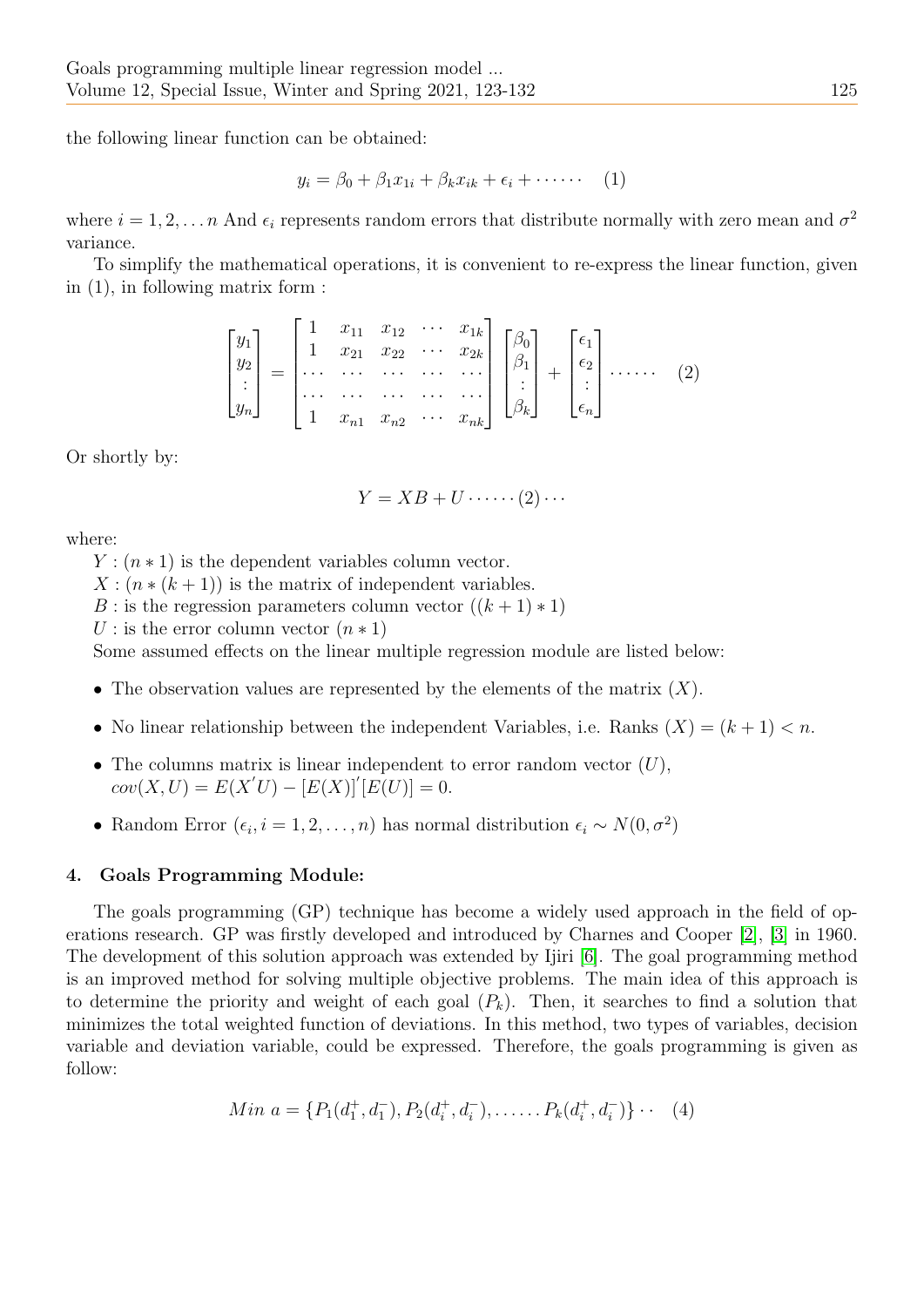the following linear function can be obtained:

$$y_i = \beta_0 + \beta_1 x_{1i} + \beta_k x_{ik} + \epsilon_i + \cdots\cdots \quad (1)$$

where $i = 1, 2, \ldots n$ And $\epsilon_i$ represents random errors that distribute normally with zero mean and $\sigma^2$ variance.

To simplify the mathematical operations, it is convenient to re-express the linear function, given in (1), in following matrix form :

$$\begin{bmatrix} y_1 \\ y_2 \\ \vdots \\ y_n \end{bmatrix} = \begin{bmatrix} 1 & x_{11} & x_{12} & \cdots & x_{1k} \\ 1 & x_{21} & x_{22} & \cdots & x_{2k} \\ \cdots & \cdots & \cdots & \cdots & \cdots \\ \cdots & \cdots & \cdots & \cdots & \cdots \\ 1 & x_{n1} & x_{n2} & \cdots & x_{nk} \end{bmatrix} \begin{bmatrix} \beta_0 \\ \beta_1 \\ \vdots \\ \beta_k \end{bmatrix} + \begin{bmatrix} \epsilon_1 \\ \epsilon_2 \\ \vdots \\ \epsilon_n \end{bmatrix} \cdots\cdots \quad (2)$$

Or shortly by:

$$Y = XB + U \cdots\cdots (2) \cdots$$

where:

$Y : (n * 1)$ is the dependent variables column vector.

$X : (n * (k+1))$ is the matrix of independent variables.

$B$ : is the regression parameters column vector $((k+1) * 1)$

$U$ : is the error column vector $(n * 1)$

Some assumed effects on the linear multiple regression module are listed below:

- The observation values are represented by the elements of the matrix $(X)$.
- No linear relationship between the independent Variables, i.e. Ranks $(X) = (k+1) < n$.
- The columns matrix is linear independent to error random vector $(U)$, $cov(X, U) = E(X'U) - [E(X)]'[E(U)] = 0$.
- Random Error $(\epsilon_i, i = 1, 2, \ldots, n)$ has normal distribution $\epsilon_i \sim N(0, \sigma^2)$

## 4. Goals Programming Module:

The goals programming (GP) technique has become a widely used approach in the field of operations research. GP was firstly developed and introduced by Charnes and Cooper [2], [3] in 1960. The development of this solution approach was extended by Ijiri [6]. The goal programming method is an improved method for solving multiple objective problems. The main idea of this approach is to determine the priority and weight of each goal $(P_k)$. Then, it searches to find a solution that minimizes the total weighted function of deviations. In this method, two types of variables, decision variable and deviation variable, could be expressed. Therefore, the goals programming is given as follow:

$$Min\ a = \{P_1(d_1^+, d_1^-), P_2(d_i^+, d_i^-), \ldots\ldots P_k(d_i^+, d_i^-)\} \cdot\cdot \quad (4)$$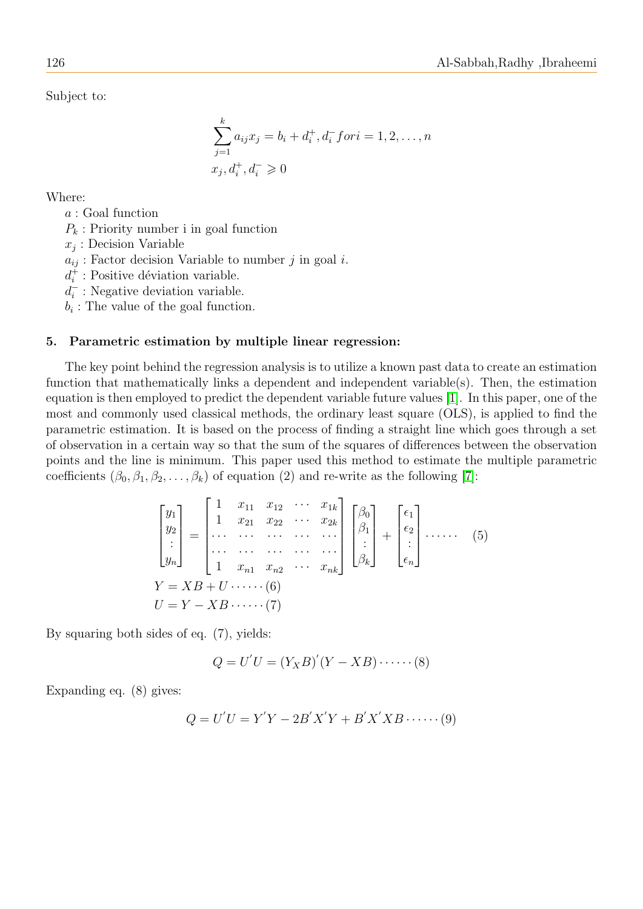Subject to:

$$\sum_{j=1}^{k} a_{ij}x_j = b_i + d_i^+, d_i^- for i = 1, 2, \ldots, n$$
$$x_j, d_i^+, d_i^- \geqslant 0$$

Where:

$a$ : Goal function

$P_k$ : Priority number i in goal function

$x_j$ : Decision Variable

$a_{ij}$ : Factor decision Variable to number $j$ in goal $i$.

$d_i^+$ : Positive déviation variable.

$d_i^-$ : Negative deviation variable.

$b_i$ : The value of the goal function.

## 5. Parametric estimation by multiple linear regression:

The key point behind the regression analysis is to utilize a known past data to create an estimation function that mathematically links a dependent and independent variable(s). Then, the estimation equation is then employed to predict the dependent variable future values [1]. In this paper, one of the most and commonly used classical methods, the ordinary least square (OLS), is applied to find the parametric estimation. It is based on the process of finding a straight line which goes through a set of observation in a certain way so that the sum of the squares of differences between the observation points and the line is minimum. This paper used this method to estimate the multiple parametric coefficients $(\beta_0, \beta_1, \beta_2, \ldots, \beta_k)$ of equation (2) and re-write as the following [7]:

$$\begin{bmatrix} y_1 \\ y_2 \\ \vdots \\ y_n \end{bmatrix} = \begin{bmatrix} 1 & x_{11} & x_{12} & \cdots & x_{1k} \\ 1 & x_{21} & x_{22} & \cdots & x_{2k} \\ \cdots & \cdots & \cdots & \cdots & \cdots \\ \cdots & \cdots & \cdots & \cdots & \cdots \\ 1 & x_{n1} & x_{n2} & \cdots & x_{nk} \end{bmatrix} \begin{bmatrix} \beta_0 \\ \beta_1 \\ \vdots \\ \beta_k \end{bmatrix} + \begin{bmatrix} \epsilon_1 \\ \epsilon_2 \\ \vdots \\ \epsilon_n \end{bmatrix} \cdots\cdots \quad (5)$$

$$Y = XB + U \cdots\cdots (6)$$

$$U = Y - XB \cdots\cdots (7)$$

By squaring both sides of eq. (7), yields:

$$Q = U'U = (Y_X B)'(Y - XB) \cdots\cdots (8)$$

Expanding eq. (8) gives:

$$Q = U'U = Y'Y - 2B'X'Y + B'X'XB \cdots\cdots (9)$$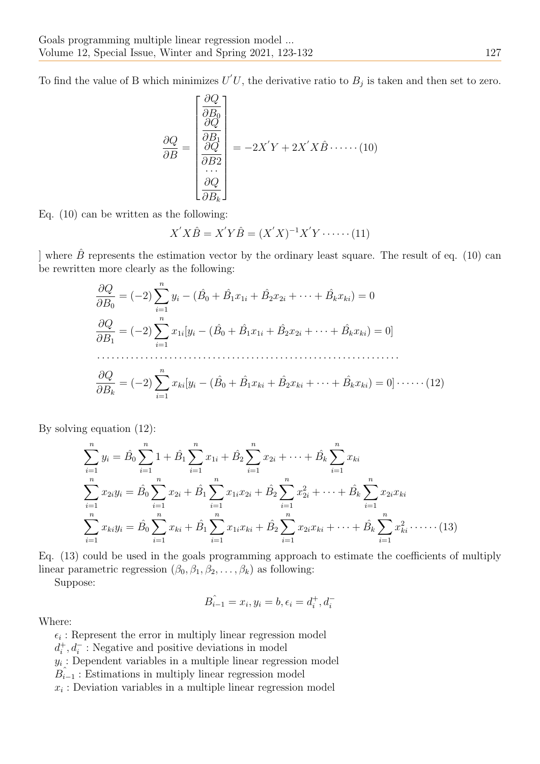To find the value of B which minimizes $U^{'}U$, the derivative ratio to $B_j$ is taken and then set to zero.

$$\frac{\partial Q}{\partial B} = \begin{bmatrix} \frac{\partial Q}{\partial B_0} \\ \frac{\partial Q}{\partial B_1} \\ \frac{\partial Q}{\partial B2} \\ \cdots \\ \frac{\partial Q}{\partial B_k} \end{bmatrix} = -2X^{'}Y + 2X^{'}X\hat{B} \cdots\cdots (10)$$

Eq. (10) can be written as the following:

$$X^{'}X\hat{B} = X^{'}Y\hat{B} = (X^{'}X)^{-1}X^{'}Y \cdots\cdots (11)$$

] where $\hat{B}$ represents the estimation vector by the ordinary least square. The result of eq. (10) can be rewritten more clearly as the following:

$$\frac{\partial Q}{\partial B_0} = (-2)\sum_{i=1}^{n} y_i - (\hat{B_0} + \hat{B_1}x_{1i} + \hat{B_2}x_{2i} + \cdots + \hat{B_k}x_{ki}) = 0$$

$$\frac{\partial Q}{\partial B_1} = (-2)\sum_{i=1}^{n} x_{1i}[y_i - (\hat{B_0} + \hat{B_1}x_{1i} + \hat{B_2}x_{2i} + \cdots + \hat{B_k}x_{ki}) = 0]$$

$$\cdots\cdots\cdots\cdots\cdots\cdots\cdots\cdots\cdots\cdots\cdots\cdots\cdots\cdots\cdots\cdots\cdots\cdots\cdots\cdots$$

$$\frac{\partial Q}{\partial B_k} = (-2)\sum_{i=1}^{n} x_{ki}[y_i - (\hat{B_0} + \hat{B_1}x_{ki} + \hat{B_2}x_{ki} + \cdots + \hat{B_k}x_{ki}) = 0] \cdots\cdots (12)$$

By solving equation (12):

$$\sum_{i=1}^{n} y_i = \hat{B_0}\sum_{i=1}^{n} 1 + \hat{B_1}\sum_{i=1}^{n} x_{1i} + \hat{B_2}\sum_{i=1}^{n} x_{2i} + \cdots + \hat{B_k}\sum_{i=1}^{n} x_{ki}$$

$$\sum_{i=1}^{n} x_{2i}y_i = \hat{B_0}\sum_{i=1}^{n} x_{2i} + \hat{B_1}\sum_{i=1}^{n} x_{1i}x_{2i} + \hat{B_2}\sum_{i=1}^{n} x_{2i}^2 + \cdots + \hat{B_k}\sum_{i=1}^{n} x_{2i}x_{ki}$$

$$\sum_{i=1}^{n} x_{ki}y_i = \hat{B_0}\sum_{i=1}^{n} x_{ki} + \hat{B_1}\sum_{i=1}^{n} x_{1i}x_{ki} + \hat{B_2}\sum_{i=1}^{n} x_{2i}x_{ki} + \cdots + \hat{B_k}\sum_{i=1}^{n} x_{ki}^2 \cdots\cdots (13)$$

Eq. (13) could be used in the goals programming approach to estimate the coefficients of multiply linear parametric regression $(\beta_0, \beta_1, \beta_2, \ldots, \beta_k)$ as following:

Suppose:

$$\hat{B_{i-1}} = x_i, y_i = b, \epsilon_i = d_i^+, d_i^-$$

Where:

$\epsilon_i$ : Represent the error in multiply linear regression model

$d_i^+, d_i^-$ : Negative and positive deviations in model

$y_i$ : Dependent variables in a multiple linear regression model

$\hat{B_{i-1}}$ : Estimations in multiply linear regression model

$x_i$ : Deviation variables in a multiple linear regression model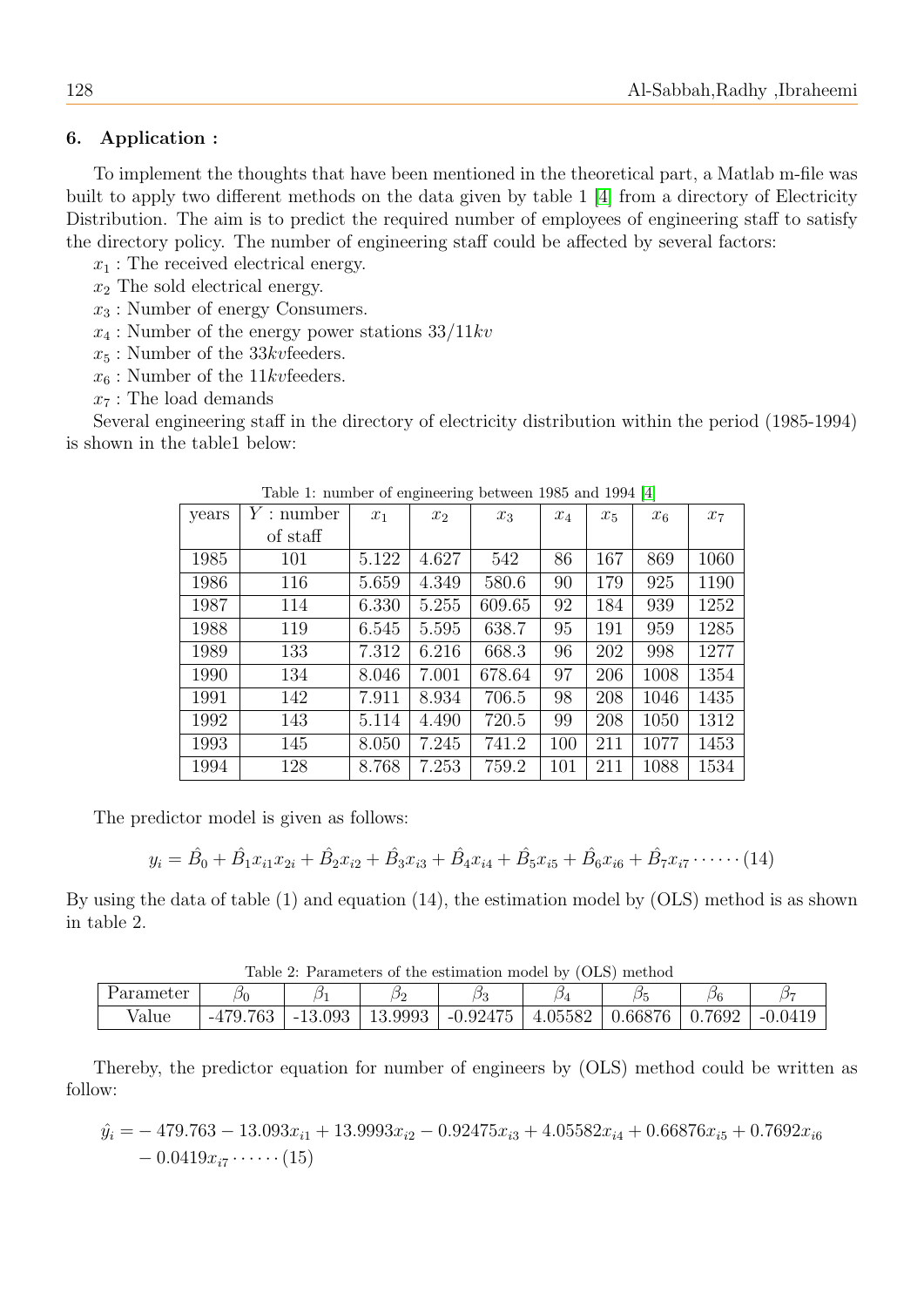## 6. Application :

To implement the thoughts that have been mentioned in the theoretical part, a Matlab m-file was built to apply two different methods on the data given by table 1 [4] from a directory of Electricity Distribution. The aim is to predict the required number of employees of engineering staff to satisfy the directory policy. The number of engineering staff could be affected by several factors:

$x_1$ : The received electrical energy.

$x_2$ The sold electrical energy.

$x_3$ : Number of energy Consumers.

$x_4$ : Number of the energy power stations $33/11kv$

$x_5$ : Number of the $33kv$feeders.

$x_6$ : Number of the $11kv$feeders.

$x_7$ : The load demands

Several engineering staff in the directory of electricity distribution within the period (1985-1994) is shown in the table1 below:

Table 1: number of engineering between 1985 and 1994 [4]

| years | $Y$ : number of staff | $x_1$ | $x_2$ | $x_3$ | $x_4$ | $x_5$ | $x_6$ | $x_7$ |
|---|---|---|---|---|---|---|---|---|
| 1985 | 101 | 5.122 | 4.627 | 542 | 86 | 167 | 869 | 1060 |
| 1986 | 116 | 5.659 | 4.349 | 580.6 | 90 | 179 | 925 | 1190 |
| 1987 | 114 | 6.330 | 5.255 | 609.65 | 92 | 184 | 939 | 1252 |
| 1988 | 119 | 6.545 | 5.595 | 638.7 | 95 | 191 | 959 | 1285 |
| 1989 | 133 | 7.312 | 6.216 | 668.3 | 96 | 202 | 998 | 1277 |
| 1990 | 134 | 8.046 | 7.001 | 678.64 | 97 | 206 | 1008 | 1354 |
| 1991 | 142 | 7.911 | 8.934 | 706.5 | 98 | 208 | 1046 | 1435 |
| 1992 | 143 | 5.114 | 4.490 | 720.5 | 99 | 208 | 1050 | 1312 |
| 1993 | 145 | 8.050 | 7.245 | 741.2 | 100 | 211 | 1077 | 1453 |
| 1994 | 128 | 8.768 | 7.253 | 759.2 | 101 | 211 | 1088 | 1534 |

The predictor model is given as follows:

$$y_i = \hat{B}_0 + \hat{B}_1 x_{i1} x_{2i} + \hat{B}_2 x_{i2} + \hat{B}_3 x_{i3} + \hat{B}_4 x_{i4} + \hat{B}_5 x_{i5} + \hat{B}_6 x_{i6} + \hat{B}_7 x_{i7} \cdots\cdots (14)$$

By using the data of table (1) and equation (14), the estimation model by (OLS) method is as shown in table 2.

Table 2: Parameters of the estimation model by (OLS) method

| Parameter | $\beta_0$ | $\beta_1$ | $\beta_2$ | $\beta_3$ | $\beta_4$ | $\beta_5$ | $\beta_6$ | $\beta_7$ |
|---|---|---|---|---|---|---|---|---|
| Value | -479.763 | -13.093 | 13.9993 | -0.92475 | 4.05582 | 0.66876 | 0.7692 | -0.0419 |

Thereby, the predictor equation for number of engineers by (OLS) method could be written as follow:

$$\begin{aligned}\hat{y}_i = & -479.763 - 13.093 x_{i1} + 13.9993 x_{i2} - 0.92475 x_{i3} + 4.05582 x_{i4} + 0.66876 x_{i5} + 0.7692 x_{i6} \\ & - 0.0419 x_{i7} \cdots\cdots (15)\end{aligned}$$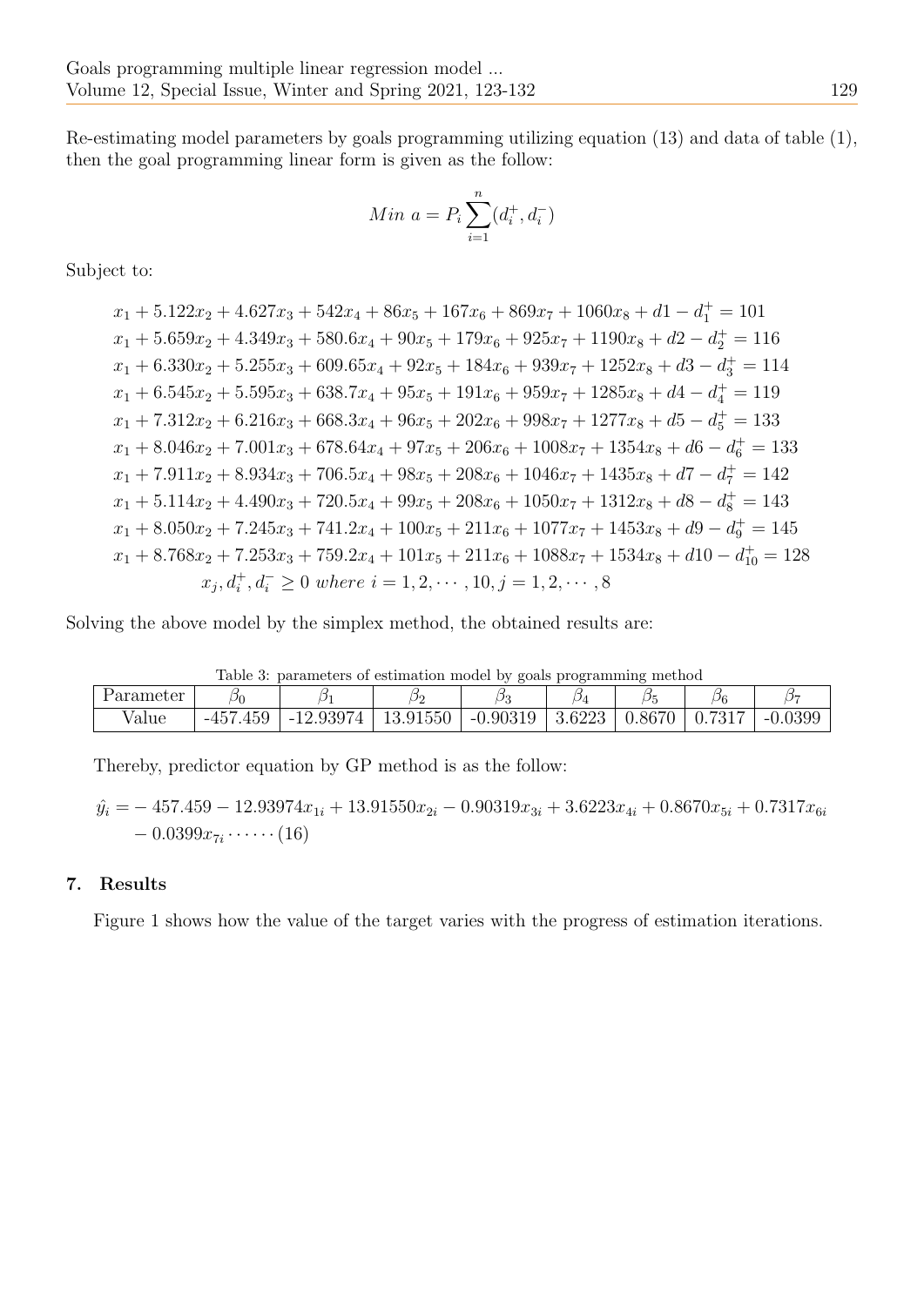Re-estimating model parameters by goals programming utilizing equation (13) and data of table (1), then the goal programming linear form is given as the follow:

$$Min\ a = P_i \sum_{i=1}^{n} (d_i^+, d_i^-)$$

Subject to:

$$x_1 + 5.122x_2 + 4.627x_3 + 542x_4 + 86x_5 + 167x_6 + 869x_7 + 1060x_8 + d1 - d_1^+ = 101$$
$$x_1 + 5.659x_2 + 4.349x_3 + 580.6x_4 + 90x_5 + 179x_6 + 925x_7 + 1190x_8 + d2 - d_2^+ = 116$$
$$x_1 + 6.330x_2 + 5.255x_3 + 609.65x_4 + 92x_5 + 184x_6 + 939x_7 + 1252x_8 + d3 - d_3^+ = 114$$
$$x_1 + 6.545x_2 + 5.595x_3 + 638.7x_4 + 95x_5 + 191x_6 + 959x_7 + 1285x_8 + d4 - d_4^+ = 119$$
$$x_1 + 7.312x_2 + 6.216x_3 + 668.3x_4 + 96x_5 + 202x_6 + 998x_7 + 1277x_8 + d5 - d_5^+ = 133$$
$$x_1 + 8.046x_2 + 7.001x_3 + 678.64x_4 + 97x_5 + 206x_6 + 1008x_7 + 1354x_8 + d6 - d_6^+ = 133$$
$$x_1 + 7.911x_2 + 8.934x_3 + 706.5x_4 + 98x_5 + 208x_6 + 1046x_7 + 1435x_8 + d7 - d_7^+ = 142$$
$$x_1 + 5.114x_2 + 4.490x_3 + 720.5x_4 + 99x_5 + 208x_6 + 1050x_7 + 1312x_8 + d8 - d_8^+ = 143$$
$$x_1 + 8.050x_2 + 7.245x_3 + 741.2x_4 + 100x_5 + 211x_6 + 1077x_7 + 1453x_8 + d9 - d_9^+ = 145$$
$$x_1 + 8.768x_2 + 7.253x_3 + 759.2x_4 + 101x_5 + 211x_6 + 1088x_7 + 1534x_8 + d10 - d_{10}^+ = 128$$
$$x_j, d_i^+, d_i^- \geq 0 \ where \ i = 1, 2, \cdots, 10, j = 1, 2, \cdots, 8$$

Solving the above model by the simplex method, the obtained results are:

Table 3: parameters of estimation model by goals programming method

| Parameter | $\beta_0$ | $\beta_1$ | $\beta_2$ | $\beta_3$ | $\beta_4$ | $\beta_5$ | $\beta_6$ | $\beta_7$ |
|---|---|---|---|---|---|---|---|---|
| Value | -457.459 | -12.93974 | 13.91550 | -0.90319 | 3.6223 | 0.8670 | 0.7317 | -0.0399 |

Thereby, predictor equation by GP method is as the follow:

$$\hat{y_i} = -457.459 - 12.93974x_{1i} + 13.91550x_{2i} - 0.90319x_{3i} + 3.6223x_{4i} + 0.8670x_{5i} + 0.7317x_{6i} - 0.0399x_{7i} \cdots\cdots (16)$$

## 7. Results

Figure 1 shows how the value of the target varies with the progress of estimation iterations.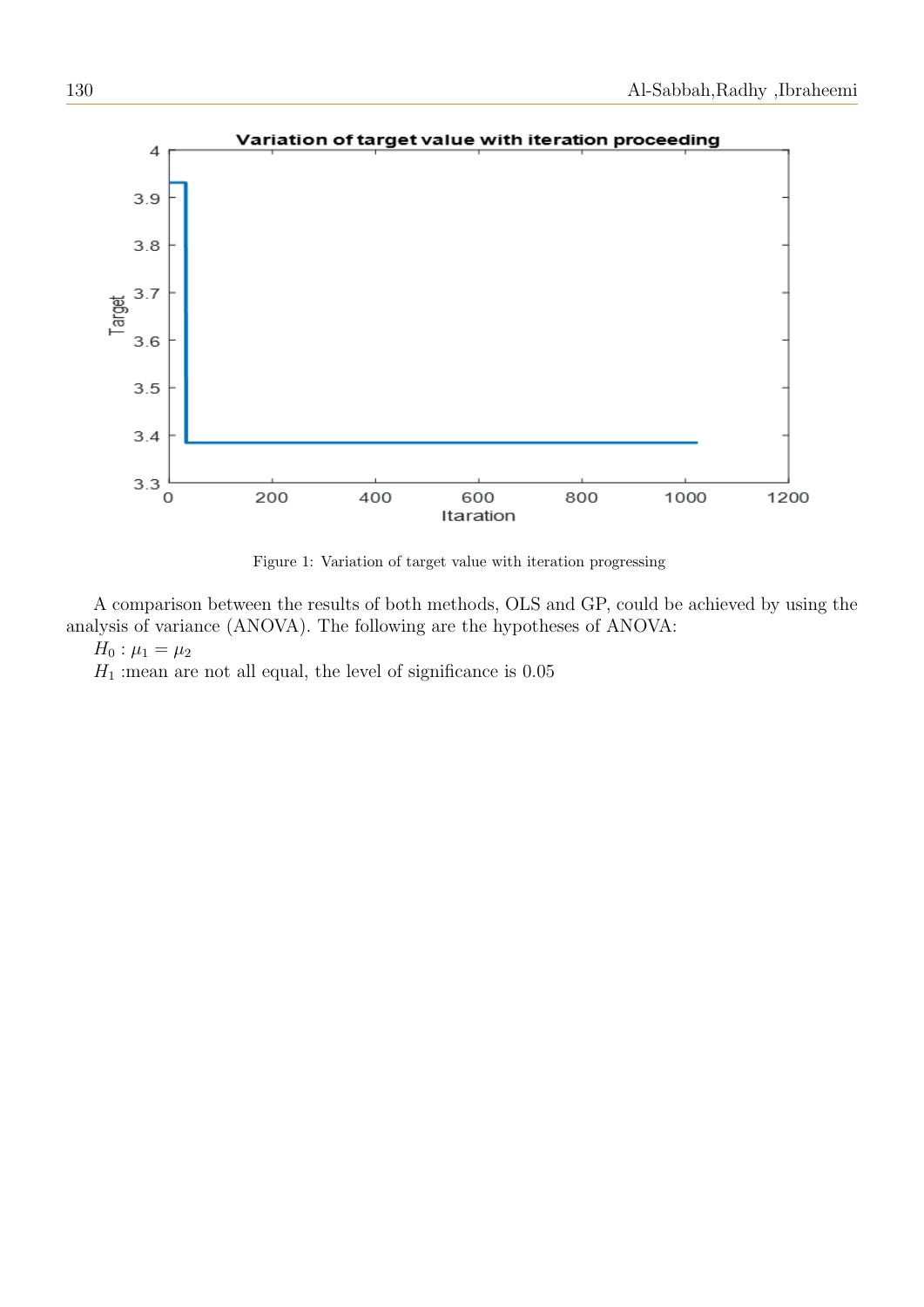Figure 1: Variation of target value with iteration progressing

A comparison between the results of both methods, OLS and GP, could be achieved by using the analysis of variance (ANOVA). The following are the hypotheses of ANOVA:

$H_0 : \mu_1 = \mu_2$

$H_1$ :mean are not all equal, the level of significance is 0.05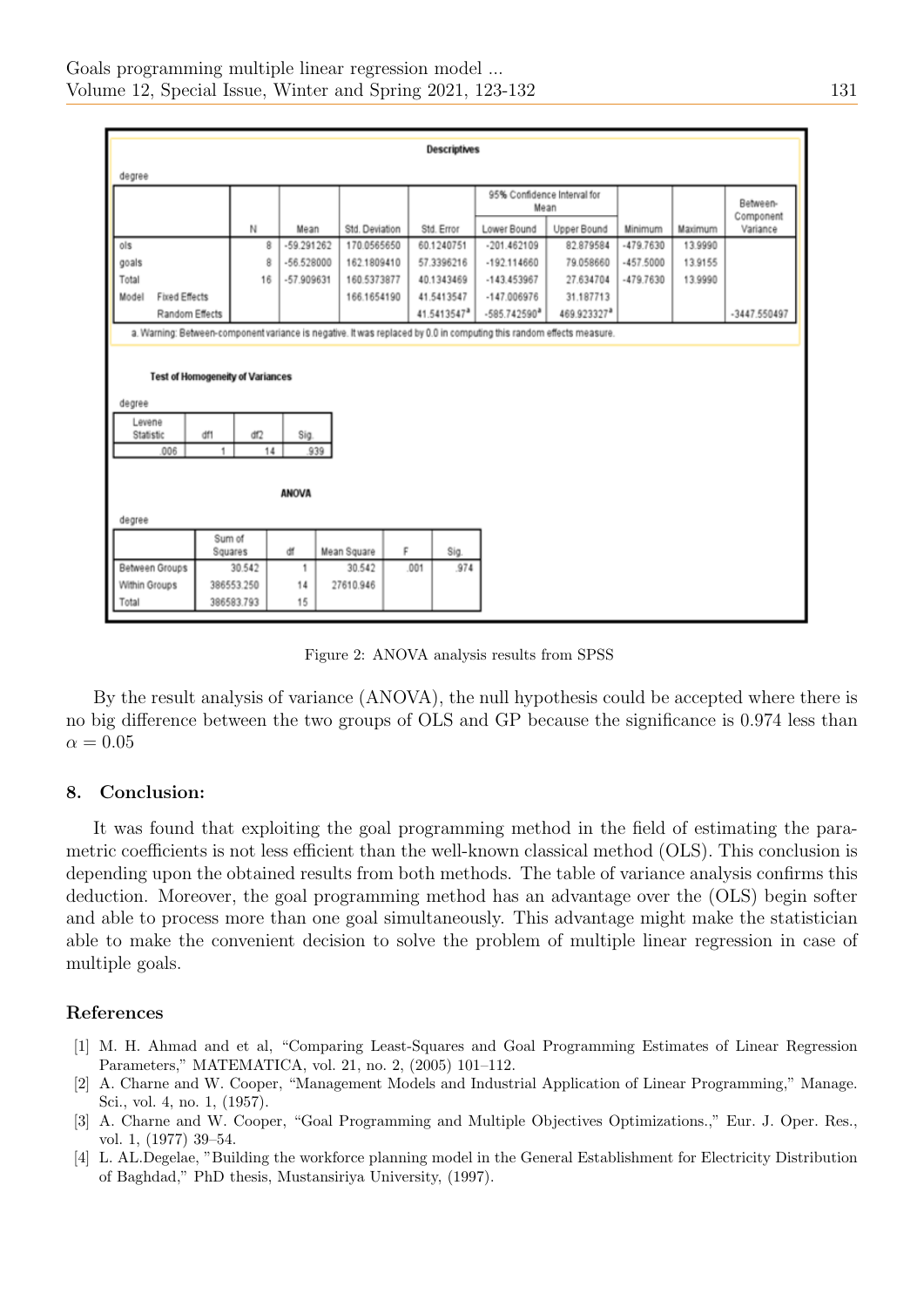**Descriptives**

degree

| | | N | Mean | Std. Deviation | Std. Error | 95% Confidence Interval for Mean | | Minimum | Maximum | Between-Component Variance |
|---|---|---|---|---|---|---|---|---|---|---|
| | | | | | | Lower Bound | Upper Bound | | | |
| ols | | 8 | -59.291262 | 170.0565650 | 60.1240751 | -201.462109 | 82.879584 | -479.7630 | 13.9990 | |
| goals | | 8 | -56.528000 | 162.1809410 | 57.3396216 | -192.114660 | 79.058660 | -457.5000 | 13.9155 | |
| Total | | 16 | -57.909631 | 160.5373877 | 40.1343469 | -143.453967 | 27.634704 | -479.7630 | 13.9990 | |
| Model | Fixed Effects | | | 166.1654190 | 41.5413547 | -147.006976 | 31.187713 | | | |
| | Random Effects | | | | 41.5413547[a] | -585.742590[a] | 469.923327[a] | | | -3447.550497 |

a. Warning: Between-component variance is negative. It was replaced by 0.0 in computing this random effects measure.

**Test of Homogeneity of Variances**

degree

| Levene Statistic | df1 | df2 | Sig. |
|---|---|---|---|
| .006 | 1 | 14 | .939 |

**ANOVA**

degree

| | Sum of Squares | df | Mean Square | F | Sig. |
|---|---|---|---|---|---|
| Between Groups | 30.542 | 1 | 30.542 | .001 | .974 |
| Within Groups | 386553.250 | 14 | 27610.946 | | |
| Total | 386583.793 | 15 | | | |

Figure 2: ANOVA analysis results from SPSS

By the result analysis of variance (ANOVA), the null hypothesis could be accepted where there is no big difference between the two groups of OLS and GP because the significance is 0.974 less than $\alpha = 0.05$

## 8. Conclusion:

It was found that exploiting the goal programming method in the field of estimating the parametric coefficients is not less efficient than the well-known classical method (OLS). This conclusion is depending upon the obtained results from both methods. The table of variance analysis confirms this deduction. Moreover, the goal programming method has an advantage over the (OLS) begin softer and able to process more than one goal simultaneously. This advantage might make the statistician able to make the convenient decision to solve the problem of multiple linear regression in case of multiple goals.

## References

[1] M. H. Ahmad and et al, "Comparing Least-Squares and Goal Programming Estimates of Linear Regression Parameters," MATEMATICA, vol. 21, no. 2, (2005) 101–112.

[2] A. Charne and W. Cooper, "Management Models and Industrial Application of Linear Programming," Manage. Sci., vol. 4, no. 1, (1957).

[3] A. Charne and W. Cooper, "Goal Programming and Multiple Objectives Optimizations.," Eur. J. Oper. Res., vol. 1, (1977) 39–54.

[4] L. AL.Degelae, "Building the workforce planning model in the General Establishment for Electricity Distribution of Baghdad," PhD thesis, Mustansiriya University, (1997).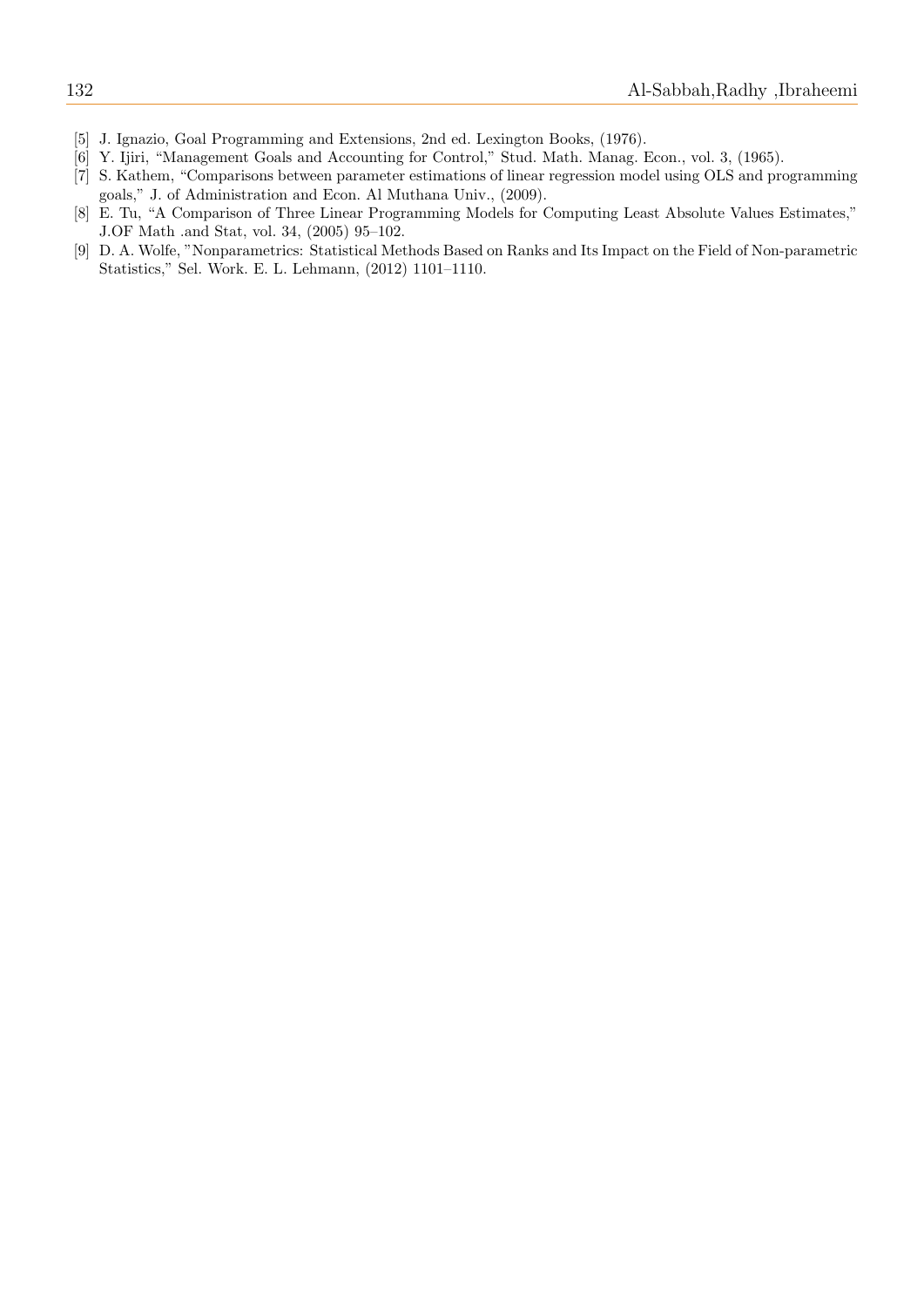[5] J. Ignazio, Goal Programming and Extensions, 2nd ed. Lexington Books, (1976).
[6] Y. Ijiri, "Management Goals and Accounting for Control," Stud. Math. Manag. Econ., vol. 3, (1965).
[7] S. Kathem, "Comparisons between parameter estimations of linear regression model using OLS and programming goals," J. of Administration and Econ. Al Muthana Univ., (2009).
[8] E. Tu, "A Comparison of Three Linear Programming Models for Computing Least Absolute Values Estimates," J.OF Math .and Stat, vol. 34, (2005) 95–102.
[9] D. A. Wolfe, "Nonparametrics: Statistical Methods Based on Ranks and Its Impact on the Field of Non-parametric Statistics," Sel. Work. E. L. Lehmann, (2012) 1101–1110.